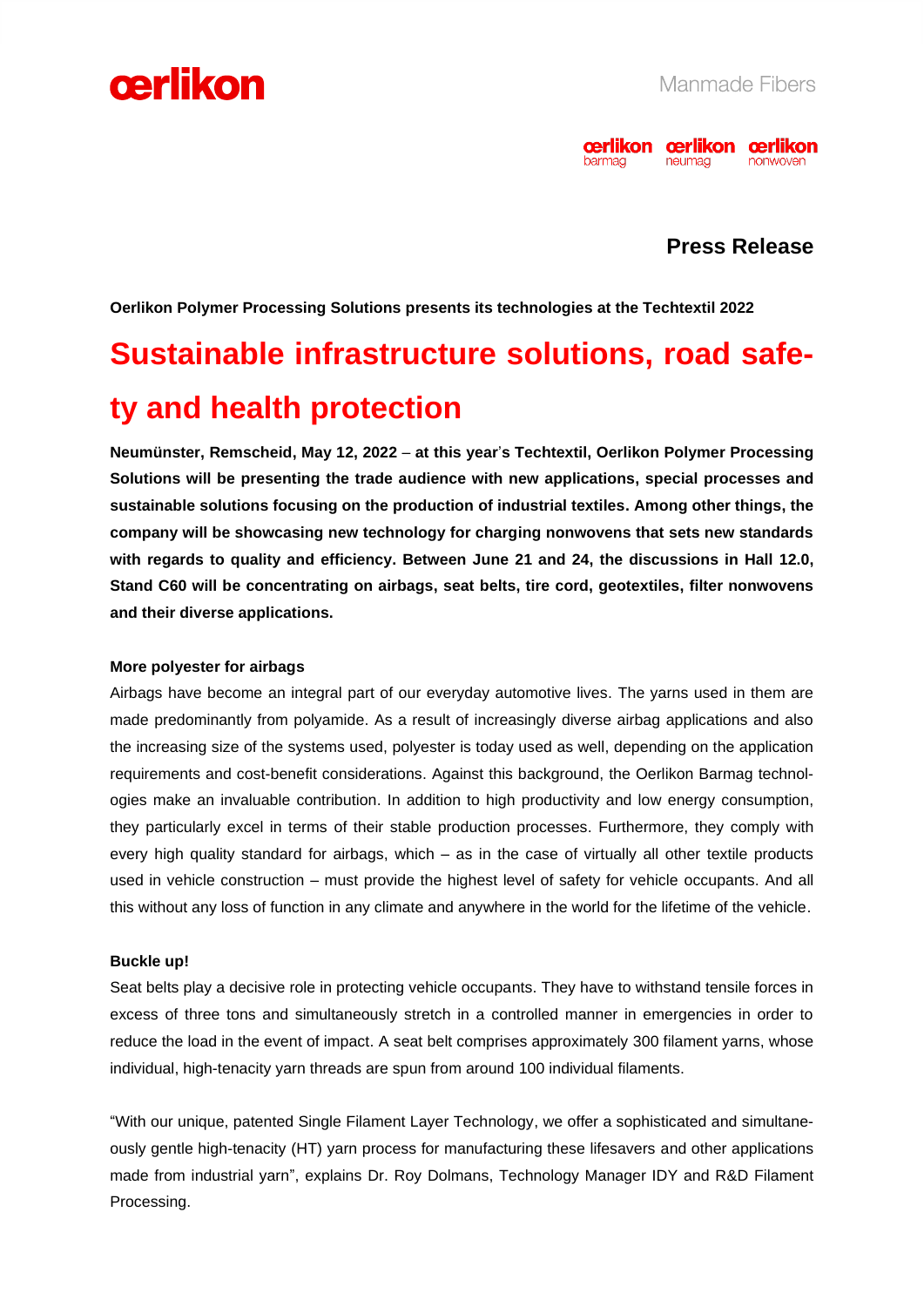**Press Release**

**Oerlikon Polymer Processing Solutions presents its technologies at the Techtextil 2022**

# Sustainable infrastructure solutions, road safety and health protection

**Neumünster, Remscheid, May 12, 2022 – at this year's Techtextil, Oerlikon Polymer Processing Solutions will be presenting the trade audience with new applications, special processes and sustainable solutions focusing on the production of industrial textiles. Among other things, the company will be showcasing new technology for charging nonwovens that sets new standards with regards to quality and efficiency. Between June 21 and 24, the discussions in Hall 12.0, Stand C60 will be concentrating on airbags, seat belts, tire cord, geotextiles, filter nonwovens and their diverse applications.**

**More polyester for airbags**

Airbags have become an integral part of our everyday automotive lives. The yarns used in them are made predominantly from polyamide. As a result of increasingly diverse airbag applications and also the increasing size of the systems used, polyester is today used as well, depending on the application requirements and cost-benefit considerations. Against this background, the Oerlikon Barmag technologies make an invaluable contribution. In addition to high productivity and low energy consumption, they particularly excel in terms of their stable production processes. Furthermore, they comply with every high quality standard for airbags, which – as in the case of virtually all other textile products used in vehicle construction – must provide the highest level of safety for vehicle occupants. And all this without any loss of function in any climate and anywhere in the world for the lifetime of the vehicle.

**Buckle up!**

Seat belts play a decisive role in protecting vehicle occupants. They have to withstand tensile forces in excess of three tons and simultaneously stretch in a controlled manner in emergencies in order to reduce the load in the event of impact. A seat belt comprises approximately 300 filament yarns, whose individual, high-tenacity yarn threads are spun from around 100 individual filaments.

"With our unique, patented Single Filament Layer Technology, we offer a sophisticated and simultaneously gentle high-tenacity (HT) yarn process for manufacturing these lifesavers and other applications made from industrial yarn", explains Dr. Roy Dolmans, Technology Manager IDY and R&D Filament Processing.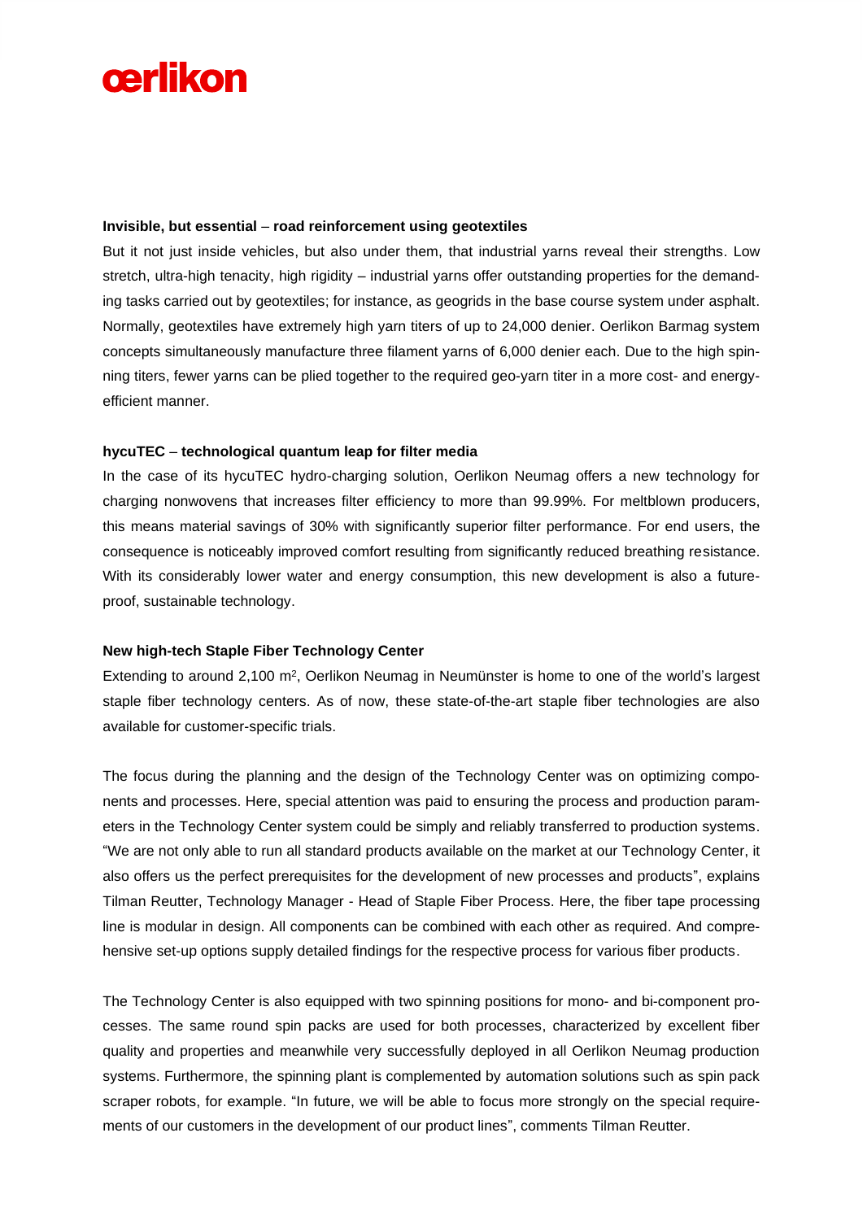**Invisible, but essential – road reinforcement using geotextiles**

But it not just inside vehicles, but also under them, that industrial yarns reveal their strengths. Low stretch, ultra-high tenacity, high rigidity – industrial yarns offer outstanding properties for the demanding tasks carried out by geotextiles; for instance, as geogrids in the base course system under asphalt. Normally, geotextiles have extremely high yarn titers of up to 24,000 denier. Oerlikon Barmag system concepts simultaneously manufacture three filament yarns of 6,000 denier each. Due to the high spinning titers, fewer yarns can be plied together to the required geo-yarn titer in a more cost- and energy-efficient manner.

**hycuTEC – technological quantum leap for filter media**

In the case of its hycuTEC hydro-charging solution, Oerlikon Neumag offers a new technology for charging nonwovens that increases filter efficiency to more than 99.99%. For meltblown producers, this means material savings of 30% with significantly superior filter performance. For end users, the consequence is noticeably improved comfort resulting from significantly reduced breathing resistance. With its considerably lower water and energy consumption, this new development is also a future-proof, sustainable technology.

**New high-tech Staple Fiber Technology Center**

Extending to around 2,100 m², Oerlikon Neumag in Neumünster is home to one of the world's largest staple fiber technology centers. As of now, these state-of-the-art staple fiber technologies are also available for customer-specific trials.

The focus during the planning and the design of the Technology Center was on optimizing components and processes. Here, special attention was paid to ensuring the process and production parameters in the Technology Center system could be simply and reliably transferred to production systems. "We are not only able to run all standard products available on the market at our Technology Center, it also offers us the perfect prerequisites for the development of new processes and products", explains Tilman Reutter, Technology Manager - Head of Staple Fiber Process. Here, the fiber tape processing line is modular in design. All components can be combined with each other as required. And comprehensive set-up options supply detailed findings for the respective process for various fiber products.

The Technology Center is also equipped with two spinning positions for mono- and bi-component processes. The same round spin packs are used for both processes, characterized by excellent fiber quality and properties and meanwhile very successfully deployed in all Oerlikon Neumag production systems. Furthermore, the spinning plant is complemented by automation solutions such as spin pack scraper robots, for example. "In future, we will be able to focus more strongly on the special requirements of our customers in the development of our product lines", comments Tilman Reutter.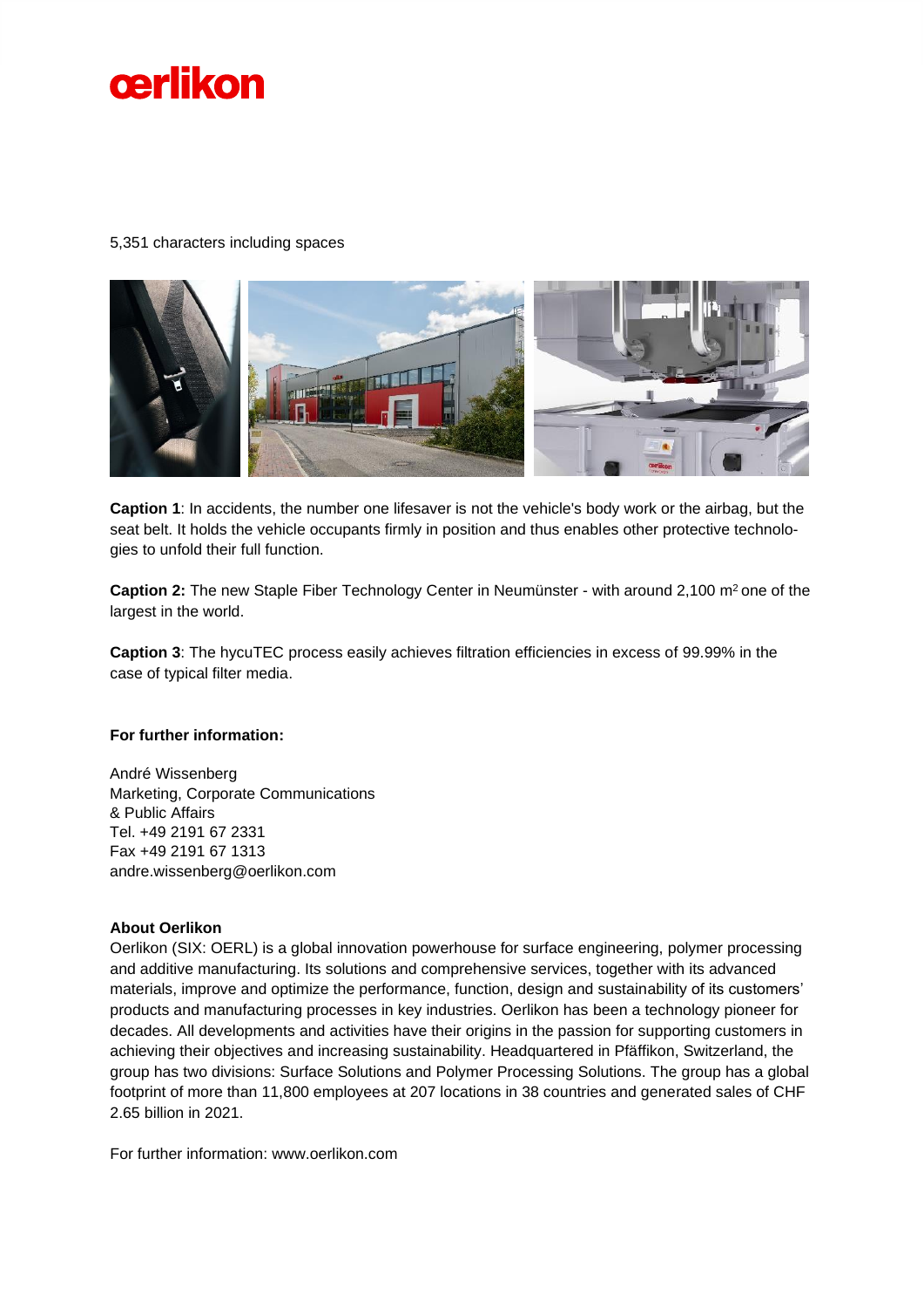5,351 characters including spaces

**Caption 1**: In accidents, the number one lifesaver is not the vehicle's body work or the airbag, but the seat belt. It holds the vehicle occupants firmly in position and thus enables other protective technologies to unfold their full function.

**Caption 2:** The new Staple Fiber Technology Center in Neumünster - with around 2,100 $m^2$ one of the largest in the world.

**Caption 3**: The hycuTEC process easily achieves filtration efficiencies in excess of 99.99% in the case of typical filter media.

**For further information:**

André Wissenberg
Marketing, Corporate Communications
& Public Affairs
Tel. +49 2191 67 2331
Fax +49 2191 67 1313
andre.wissenberg@oerlikon.com

**About Oerlikon**

Oerlikon (SIX: OERL) is a global innovation powerhouse for surface engineering, polymer processing and additive manufacturing. Its solutions and comprehensive services, together with its advanced materials, improve and optimize the performance, function, design and sustainability of its customers' products and manufacturing processes in key industries. Oerlikon has been a technology pioneer for decades. All developments and activities have their origins in the passion for supporting customers in achieving their objectives and increasing sustainability. Headquartered in Pfäffikon, Switzerland, the group has two divisions: Surface Solutions and Polymer Processing Solutions. The group has a global footprint of more than 11,800 employees at 207 locations in 38 countries and generated sales of CHF 2.65 billion in 2021.

For further information: www.oerlikon.com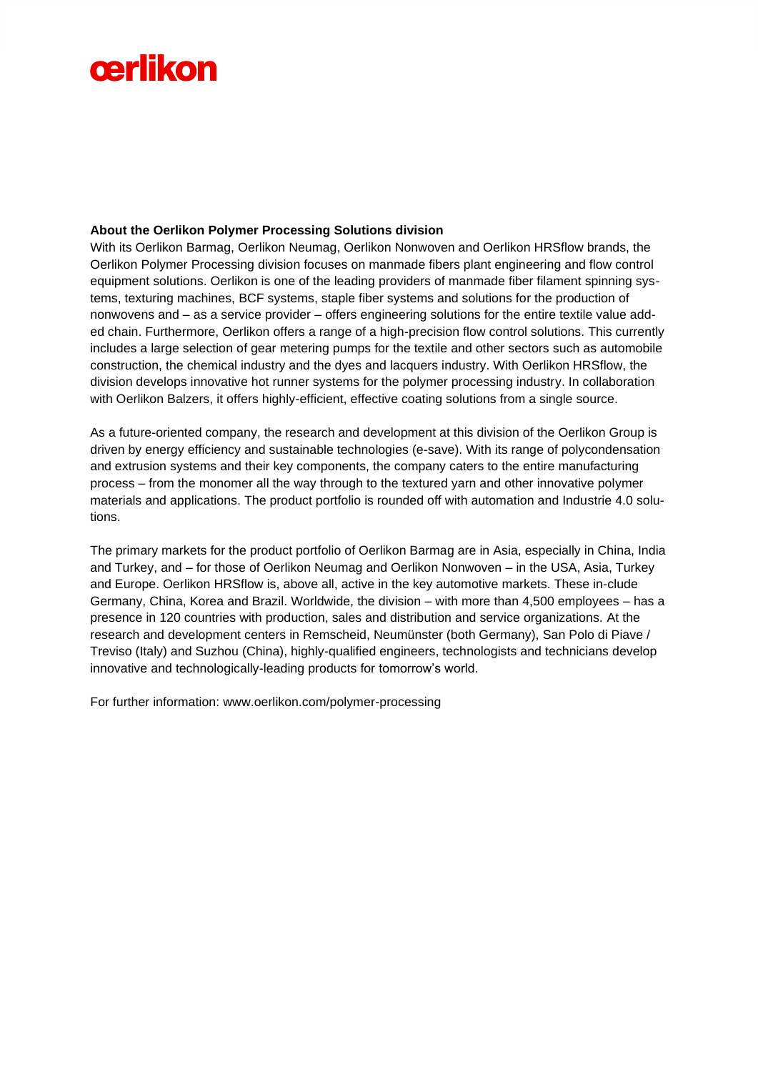**About the Oerlikon Polymer Processing Solutions division**

With its Oerlikon Barmag, Oerlikon Neumag, Oerlikon Nonwoven and Oerlikon HRSflow brands, the Oerlikon Polymer Processing division focuses on manmade fibers plant engineering and flow control equipment solutions. Oerlikon is one of the leading providers of manmade fiber filament spinning systems, texturing machines, BCF systems, staple fiber systems and solutions for the production of nonwovens and – as a service provider – offers engineering solutions for the entire textile value added chain. Furthermore, Oerlikon offers a range of a high-precision flow control solutions. This currently includes a large selection of gear metering pumps for the textile and other sectors such as automobile construction, the chemical industry and the dyes and lacquers industry. With Oerlikon HRSflow, the division develops innovative hot runner systems for the polymer processing industry. In collaboration with Oerlikon Balzers, it offers highly-efficient, effective coating solutions from a single source.

As a future-oriented company, the research and development at this division of the Oerlikon Group is driven by energy efficiency and sustainable technologies (e-save). With its range of polycondensation and extrusion systems and their key components, the company caters to the entire manufacturing process – from the monomer all the way through to the textured yarn and other innovative polymer materials and applications. The product portfolio is rounded off with automation and Industrie 4.0 solutions.

The primary markets for the product portfolio of Oerlikon Barmag are in Asia, especially in China, India and Turkey, and – for those of Oerlikon Neumag and Oerlikon Nonwoven – in the USA, Asia, Turkey and Europe. Oerlikon HRSflow is, above all, active in the key automotive markets. These in-clude Germany, China, Korea and Brazil. Worldwide, the division – with more than 4,500 employees – has a presence in 120 countries with production, sales and distribution and service organizations. At the research and development centers in Remscheid, Neumünster (both Germany), San Polo di Piave / Treviso (Italy) and Suzhou (China), highly-qualified engineers, technologists and technicians develop innovative and technologically-leading products for tomorrow's world.

For further information: www.oerlikon.com/polymer-processing